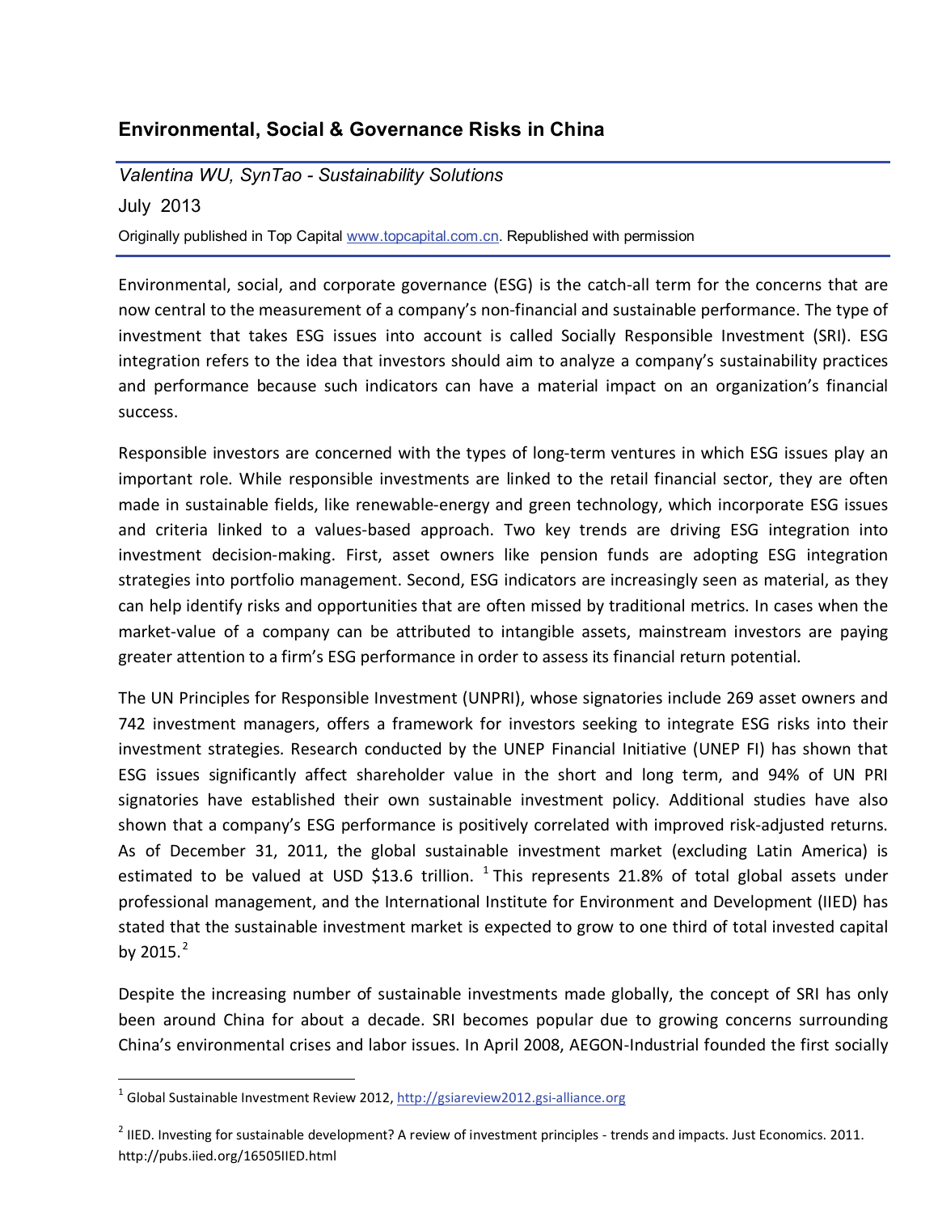# Environmental, Social & Governance Risks in China

*Valentina WU, SynTao - Sustainability Solutions*

July 2013

Originally published in Top Capital [www.topcapital.com.cn](http://www.topcapital.com.cn). Republished with permission

Environmental, social, and corporate governance (ESG) is the catch-all term for the concerns that are now central to the measurement of a company's non-financial and sustainable performance. The type of investment that takes ESG issues into account is called Socially Responsible Investment (SRI). ESG integration refers to the idea that investors should aim to analyze a company's sustainability practices and performance because such indicators can have a material impact on an organization's financial success.

Responsible investors are concerned with the types of long-term ventures in which ESG issues play an important role. While responsible investments are linked to the retail financial sector, they are often made in sustainable fields, like renewable-energy and green technology, which incorporate ESG issues and criteria linked to a values-based approach. Two key trends are driving ESG integration into investment decision-making. First, asset owners like pension funds are adopting ESG integration strategies into portfolio management. Second, ESG indicators are increasingly seen as material, as they can help identify risks and opportunities that are often missed by traditional metrics. In cases when the market-value of a company can be attributed to intangible assets, mainstream investors are paying greater attention to a firm's ESG performance in order to assess its financial return potential.

The UN Principles for Responsible Investment (UNPRI), whose signatories include 269 asset owners and 742 investment managers, offers a framework for investors seeking to integrate ESG risks into their investment strategies. Research conducted by the UNEP Financial Initiative (UNEP FI) has shown that ESG issues significantly affect shareholder value in the short and long term, and 94% of UN PRI signatories have established their own sustainable investment policy. Additional studies have also shown that a company's ESG performance is positively correlated with improved risk-adjusted returns. As of December 31, 2011, the global sustainable investment market (excluding Latin America) is estimated to be valued at USD $13.6 trillion. [1] This represents 21.8% of total global assets under professional management, and the International Institute for Environment and Development (IIED) has stated that the sustainable investment market is expected to grow to one third of total invested capital by 2015.[2]

Despite the increasing number of sustainable investments made globally, the concept of SRI has only been around China for about a decade. SRI becomes popular due to growing concerns surrounding China's environmental crises and labor issues. In April 2008, AEGON-Industrial founded the first socially

---

[1] Global Sustainable Investment Review 2012, [http://gsiareview2012.gsi-alliance.org](http://gsiareview2012.gsi-alliance.org)

[2] IIED. Investing for sustainable development? A review of investment principles - trends and impacts. Just Economics. 2011. http://pubs.iied.org/16505IIED.html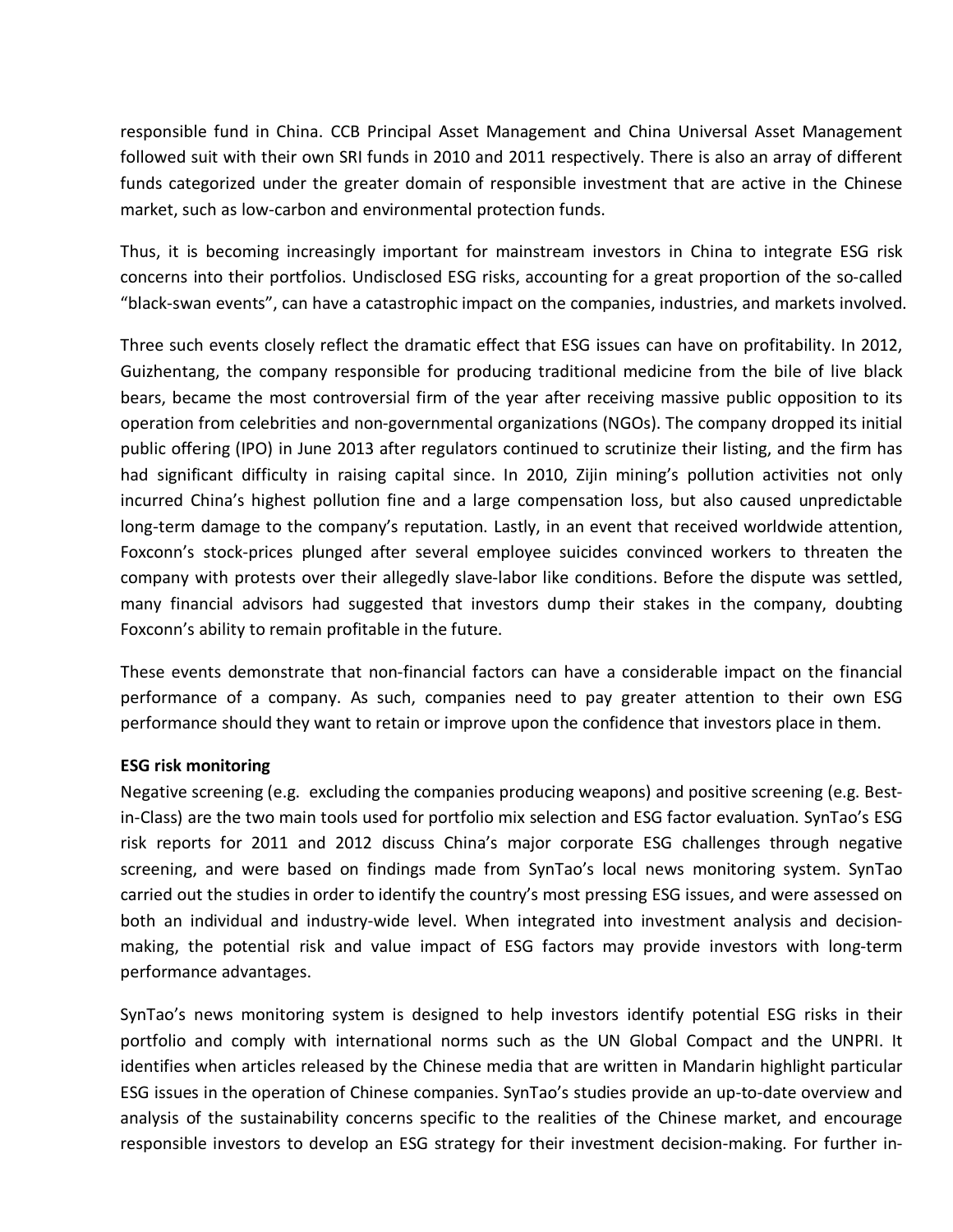responsible fund in China. CCB Principal Asset Management and China Universal Asset Management followed suit with their own SRI funds in 2010 and 2011 respectively. There is also an array of different funds categorized under the greater domain of responsible investment that are active in the Chinese market, such as low-carbon and environmental protection funds.

Thus, it is becoming increasingly important for mainstream investors in China to integrate ESG risk concerns into their portfolios. Undisclosed ESG risks, accounting for a great proportion of the so-called "black-swan events", can have a catastrophic impact on the companies, industries, and markets involved.

Three such events closely reflect the dramatic effect that ESG issues can have on profitability. In 2012, Guizhentang, the company responsible for producing traditional medicine from the bile of live black bears, became the most controversial firm of the year after receiving massive public opposition to its operation from celebrities and non-governmental organizations (NGOs). The company dropped its initial public offering (IPO) in June 2013 after regulators continued to scrutinize their listing, and the firm has had significant difficulty in raising capital since. In 2010, Zijin mining's pollution activities not only incurred China's highest pollution fine and a large compensation loss, but also caused unpredictable long-term damage to the company's reputation. Lastly, in an event that received worldwide attention, Foxconn's stock-prices plunged after several employee suicides convinced workers to threaten the company with protests over their allegedly slave-labor like conditions. Before the dispute was settled, many financial advisors had suggested that investors dump their stakes in the company, doubting Foxconn's ability to remain profitable in the future.

These events demonstrate that non-financial factors can have a considerable impact on the financial performance of a company. As such, companies need to pay greater attention to their own ESG performance should they want to retain or improve upon the confidence that investors place in them.

**ESG risk monitoring**

Negative screening (e.g. excluding the companies producing weapons) and positive screening (e.g. Best-in-Class) are the two main tools used for portfolio mix selection and ESG factor evaluation. SynTao's ESG risk reports for 2011 and 2012 discuss China's major corporate ESG challenges through negative screening, and were based on findings made from SynTao's local news monitoring system. SynTao carried out the studies in order to identify the country's most pressing ESG issues, and were assessed on both an individual and industry-wide level. When integrated into investment analysis and decision-making, the potential risk and value impact of ESG factors may provide investors with long-term performance advantages.

SynTao's news monitoring system is designed to help investors identify potential ESG risks in their portfolio and comply with international norms such as the UN Global Compact and the UNPRI. It identifies when articles released by the Chinese media that are written in Mandarin highlight particular ESG issues in the operation of Chinese companies. SynTao's studies provide an up-to-date overview and analysis of the sustainability concerns specific to the realities of the Chinese market, and encourage responsible investors to develop an ESG strategy for their investment decision-making. For further in-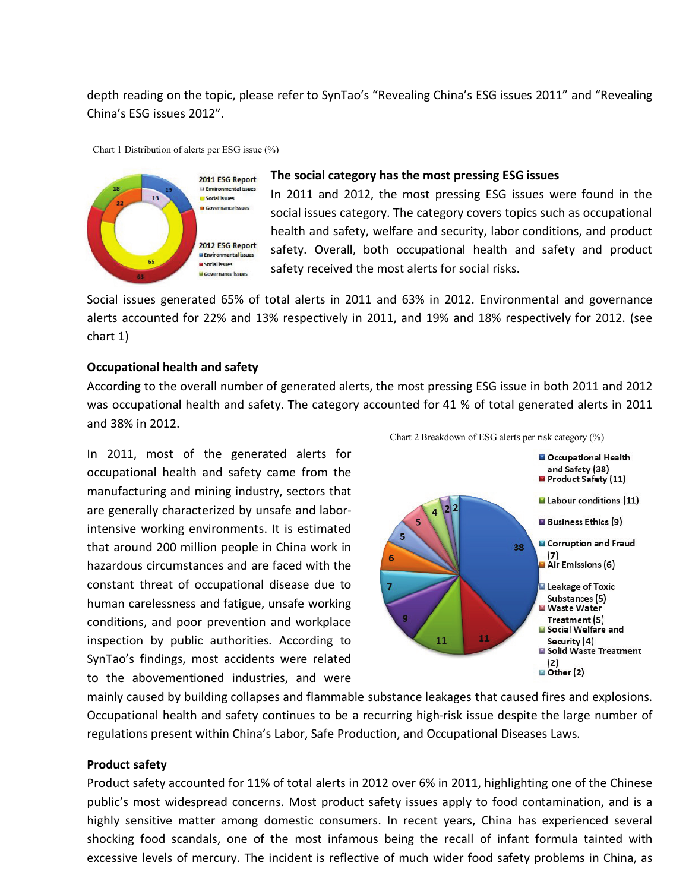depth reading on the topic, please refer to SynTao's "Revealing China's ESG issues 2011" and "Revealing China's ESG issues 2012".

Chart 1 Distribution of alerts per ESG issue (%)

### The social category has the most pressing ESG issues

In 2011 and 2012, the most pressing ESG issues were found in the social issues category. The category covers topics such as occupational health and safety, welfare and security, labor conditions, and product safety. Overall, both occupational health and safety and product safety received the most alerts for social risks.

Social issues generated 65% of total alerts in 2011 and 63% in 2012. Environmental and governance alerts accounted for 22% and 13% respectively in 2011, and 19% and 18% respectively for 2012. (see chart 1)

### Occupational health and safety

According to the overall number of generated alerts, the most pressing ESG issue in both 2011 and 2012 was occupational health and safety. The category accounted for 41 % of total generated alerts in 2011 and 38% in 2012.

Chart 2 Breakdown of ESG alerts per risk category (%)

In 2011, most of the generated alerts for occupational health and safety came from the manufacturing and mining industry, sectors that are generally characterized by unsafe and labor-intensive working environments. It is estimated that around 200 million people in China work in hazardous circumstances and are faced with the constant threat of occupational disease due to human carelessness and fatigue, unsafe working conditions, and poor prevention and workplace inspection by public authorities. According to SynTao's findings, most accidents were related to the abovementioned industries, and were mainly caused by building collapses and flammable substance leakages that caused fires and explosions. Occupational health and safety continues to be a recurring high-risk issue despite the large number of regulations present within China's Labor, Safe Production, and Occupational Diseases Laws.

### Product safety

Product safety accounted for 11% of total alerts in 2012 over 6% in 2011, highlighting one of the Chinese public's most widespread concerns. Most product safety issues apply to food contamination, and is a highly sensitive matter among domestic consumers. In recent years, China has experienced several shocking food scandals, one of the most infamous being the recall of infant formula tainted with excessive levels of mercury. The incident is reflective of much wider food safety problems in China, as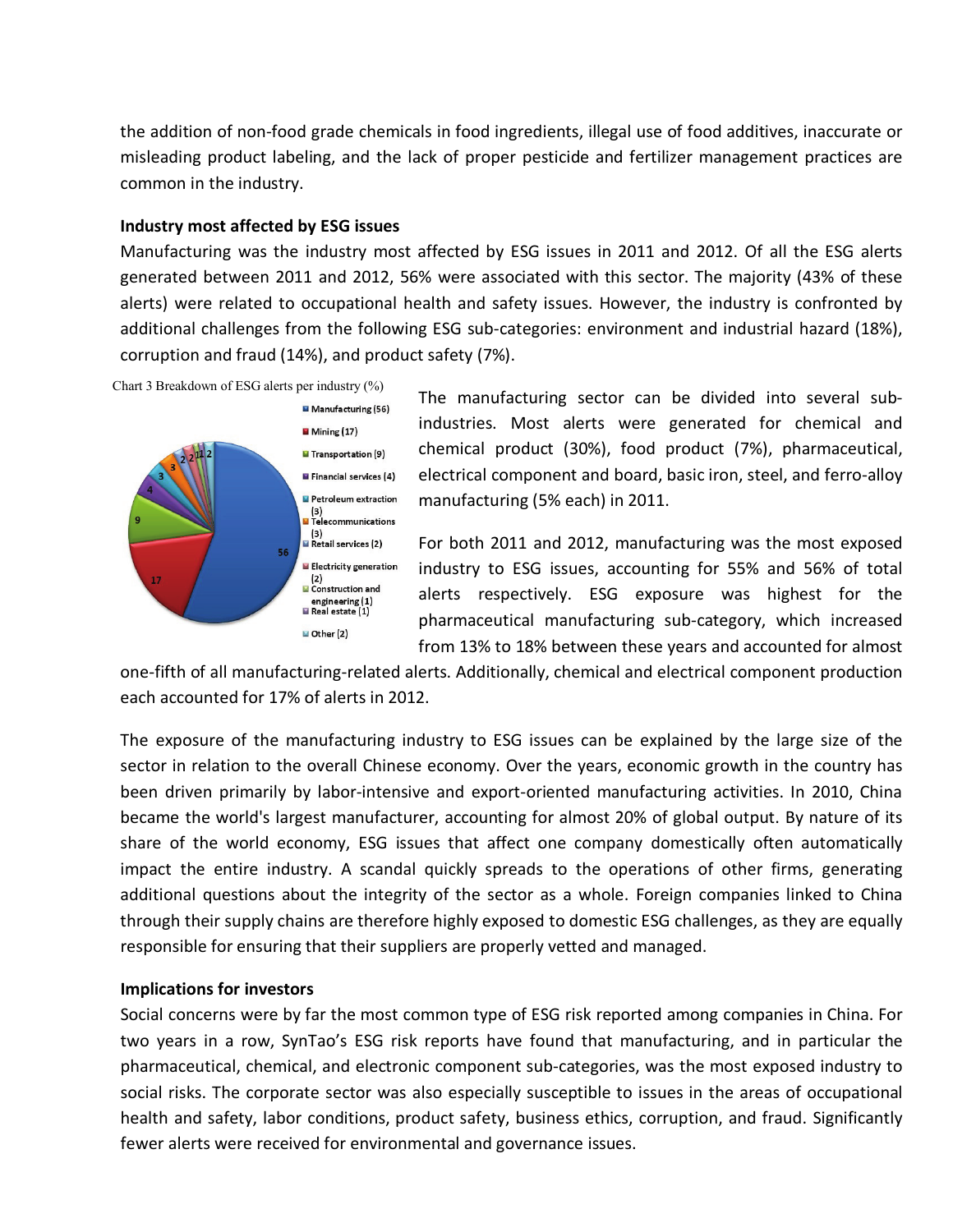the addition of non-food grade chemicals in food ingredients, illegal use of food additives, inaccurate or misleading product labeling, and the lack of proper pesticide and fertilizer management practices are common in the industry.

**Industry most affected by ESG issues**

Manufacturing was the industry most affected by ESG issues in 2011 and 2012. Of all the ESG alerts generated between 2011 and 2012, 56% were associated with this sector. The majority (43% of these alerts) were related to occupational health and safety issues. However, the industry is confronted by additional challenges from the following ESG sub-categories: environment and industrial hazard (18%), corruption and fraud (14%), and product safety (7%).

Chart 3 Breakdown of ESG alerts per industry (%)

- Manufacturing (56)
- Mining (17)
- Transportation (9)
- Financial services (4)
- Petroleum extraction (3)
- Telecommunications (3)
- Retail services (2)
- Electricity generation (2)
- Construction and engineering (1)
- Real estate (1)
- Other (2)

The manufacturing sector can be divided into several sub-industries. Most alerts were generated for chemical and chemical product (30%), food product (7%), pharmaceutical, electrical component and board, basic iron, steel, and ferro-alloy manufacturing (5% each) in 2011.

For both 2011 and 2012, manufacturing was the most exposed industry to ESG issues, accounting for 55% and 56% of total alerts respectively. ESG exposure was highest for the pharmaceutical manufacturing sub-category, which increased from 13% to 18% between these years and accounted for almost one-fifth of all manufacturing-related alerts. Additionally, chemical and electrical component production each accounted for 17% of alerts in 2012.

The exposure of the manufacturing industry to ESG issues can be explained by the large size of the sector in relation to the overall Chinese economy. Over the years, economic growth in the country has been driven primarily by labor-intensive and export-oriented manufacturing activities. In 2010, China became the world's largest manufacturer, accounting for almost 20% of global output. By nature of its share of the world economy, ESG issues that affect one company domestically often automatically impact the entire industry. A scandal quickly spreads to the operations of other firms, generating additional questions about the integrity of the sector as a whole. Foreign companies linked to China through their supply chains are therefore highly exposed to domestic ESG challenges, as they are equally responsible for ensuring that their suppliers are properly vetted and managed.

**Implications for investors**

Social concerns were by far the most common type of ESG risk reported among companies in China. For two years in a row, SynTao's ESG risk reports have found that manufacturing, and in particular the pharmaceutical, chemical, and electronic component sub-categories, was the most exposed industry to social risks. The corporate sector was also especially susceptible to issues in the areas of occupational health and safety, labor conditions, product safety, business ethics, corruption, and fraud. Significantly fewer alerts were received for environmental and governance issues.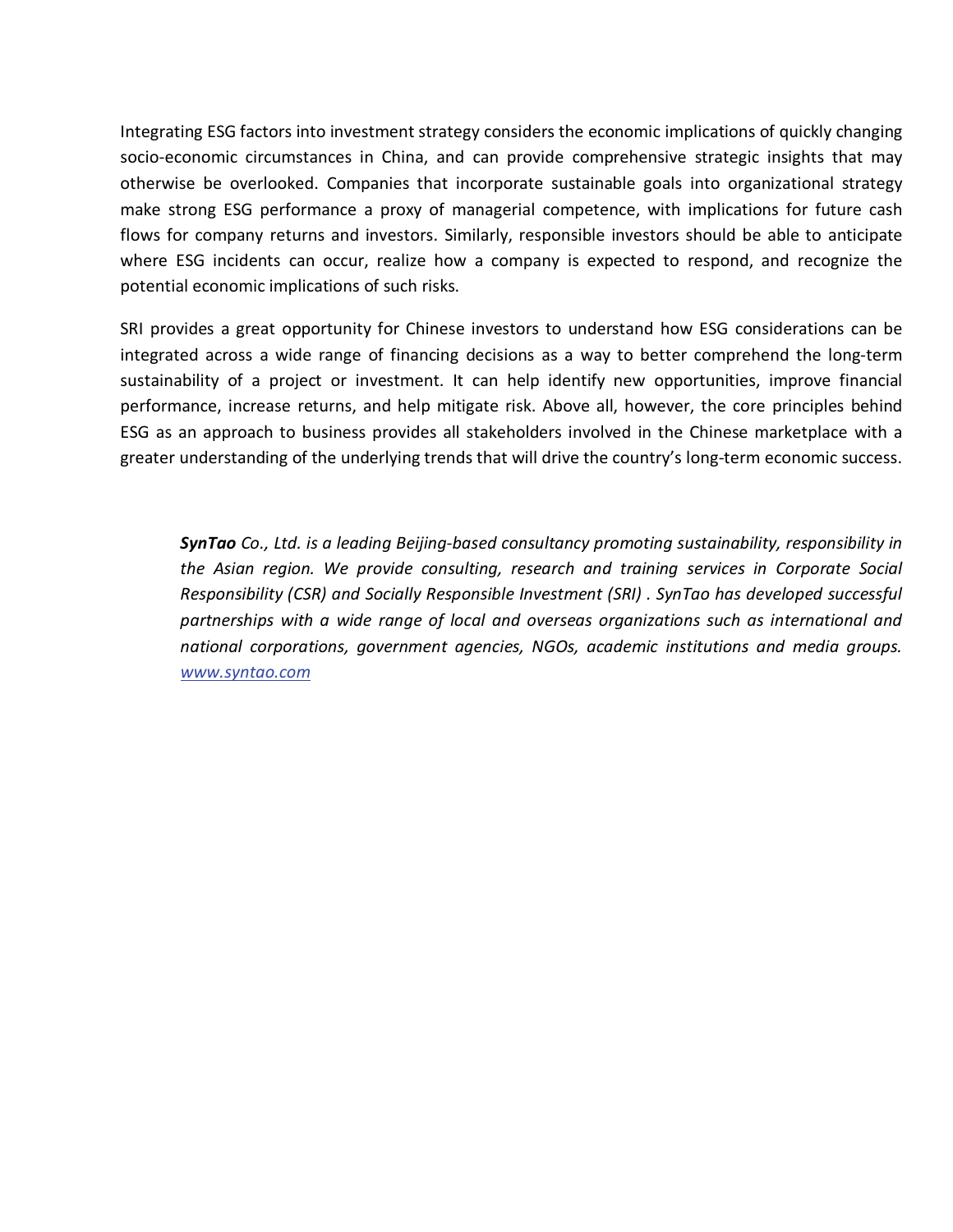Integrating ESG factors into investment strategy considers the economic implications of quickly changing socio-economic circumstances in China, and can provide comprehensive strategic insights that may otherwise be overlooked. Companies that incorporate sustainable goals into organizational strategy make strong ESG performance a proxy of managerial competence, with implications for future cash flows for company returns and investors. Similarly, responsible investors should be able to anticipate where ESG incidents can occur, realize how a company is expected to respond, and recognize the potential economic implications of such risks.

SRI provides a great opportunity for Chinese investors to understand how ESG considerations can be integrated across a wide range of financing decisions as a way to better comprehend the long-term sustainability of a project or investment. It can help identify new opportunities, improve financial performance, increase returns, and help mitigate risk. Above all, however, the core principles behind ESG as an approach to business provides all stakeholders involved in the Chinese marketplace with a greater understanding of the underlying trends that will drive the country's long-term economic success.

> ***SynTao** Co., Ltd. is a leading Beijing-based consultancy promoting sustainability, responsibility in the Asian region. We provide consulting, research and training services in Corporate Social Responsibility (CSR) and Socially Responsible Investment (SRI) . SynTao has developed successful partnerships with a wide range of local and overseas organizations such as international and national corporations, government agencies, NGOs, academic institutions and media groups. [www.syntao.com](http://www.syntao.com)*